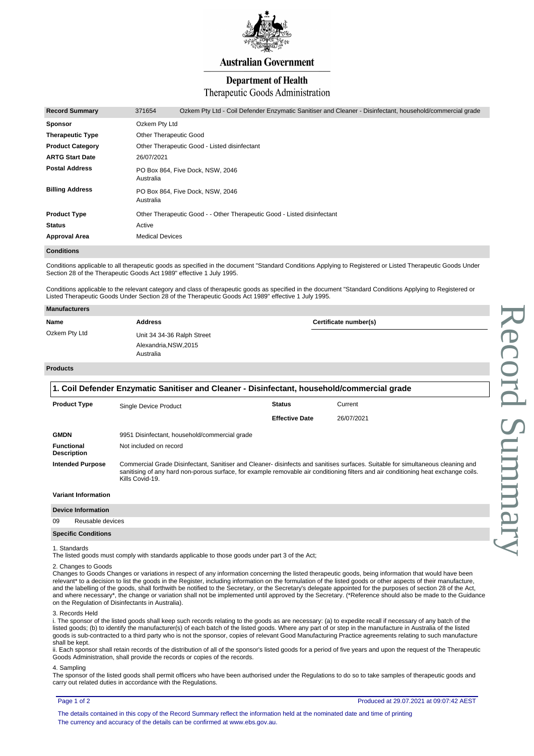**Australian Government**

**Department of Health**
Therapeutic Goods Administration

| **Record Summary** | 371654 | Ozkem Pty Ltd - Coil Defender Enzymatic Sanitiser and Cleaner - Disinfectant, household/commercial grade |
|---|---|---|
| **Sponsor** | Ozkem Pty Ltd | |
| **Therapeutic Type** | Other Therapeutic Good | |
| **Product Category** | Other Therapeutic Good - Listed disinfectant | |
| **ARTG Start Date** | 26/07/2021 | |
| **Postal Address** | PO Box 864, Five Dock, NSW, 2046 Australia | |
| **Billing Address** | PO Box 864, Five Dock, NSW, 2046 Australia | |
| **Product Type** | Other Therapeutic Good - - Other Therapeutic Good - Listed disinfectant | |
| **Status** | Active | |
| **Approval Area** | Medical Devices | |

**Conditions**

Conditions applicable to all therapeutic goods as specified in the document "Standard Conditions Applying to Registered or Listed Therapeutic Goods Under Section 28 of the Therapeutic Goods Act 1989" effective 1 July 1995.

Conditions applicable to the relevant category and class of therapeutic goods as specified in the document "Standard Conditions Applying to Registered or Listed Therapeutic Goods Under Section 28 of the Therapeutic Goods Act 1989" effective 1 July 1995.

**Manufacturers**

| Name | Address | Certificate number(s) |
|---|---|---|
| Ozkem Pty Ltd | Unit 34 34-36 Ralph Street Alexandria,NSW,2015 Australia | |

**Products**

## 1. Coil Defender Enzymatic Sanitiser and Cleaner - Disinfectant, household/commercial grade

| **Product Type** | Single Device Product | **Status** | Current |
|---|---|---|---|
| | | **Effective Date** | 26/07/2021 |

| | |
|---|---|
| **GMDN** | 9951 Disinfectant, household/commercial grade |
| **Functional Description** | Not included on record |
| **Intended Purpose** | Commercial Grade Disinfectant, Sanitiser and Cleaner- disinfects and sanitises surfaces. Suitable for simultaneous cleaning and sanitising of any hard non-porous surface, for example removable air conditioning filters and air conditioning heat exchange coils. Kills Covid-19. |

**Variant Information**

**Device Information**

09 Reusable devices

**Specific Conditions**

1. Standards
The listed goods must comply with standards applicable to those goods under part 3 of the Act;

2. Changes to Goods
Changes to Goods Changes or variations in respect of any information concerning the listed therapeutic goods, being information that would have been relevant* to a decision to list the goods in the Register, including information on the formulation of the listed goods or other aspects of their manufacture, and the labelling of the goods, shall forthwith be notified to the Secretary, or the Secretary's delegate appointed for the purposes of section 28 of the Act, and where necessary*, the change or variation shall not be implemented until approved by the Secretary. (*Reference should also be made to the Guidance on the Regulation of Disinfectants in Australia).

3. Records Held
i. The sponsor of the listed goods shall keep such records relating to the goods as are necessary: (a) to expedite recall if necessary of any batch of the listed goods; (b) to identify the manufacturer(s) of each batch of the listed goods. Where any part of or step in the manufacture in Australia of the listed goods is sub-contracted to a third party who is not the sponsor, copies of relevant Good Manufacturing Practice agreements relating to such manufacture shall be kept.
ii. Each sponsor shall retain records of the distribution of all of the sponsor's listed goods for a period of five years and upon the request of the Therapeutic Goods Administration, shall provide the records or copies of the records.

4. Sampling
The sponsor of the listed goods shall permit officers who have been authorised under the Regulations to do so to take samples of therapeutic goods and carry out related duties in accordance with the Regulations.

Produced at 29.07.2021 at 09:07:42 AEST

The details contained in this copy of the Record Summary reflect the information held at the nominated date and time of printing
The currency and accuracy of the details can be confirmed at www.ebs.gov.au.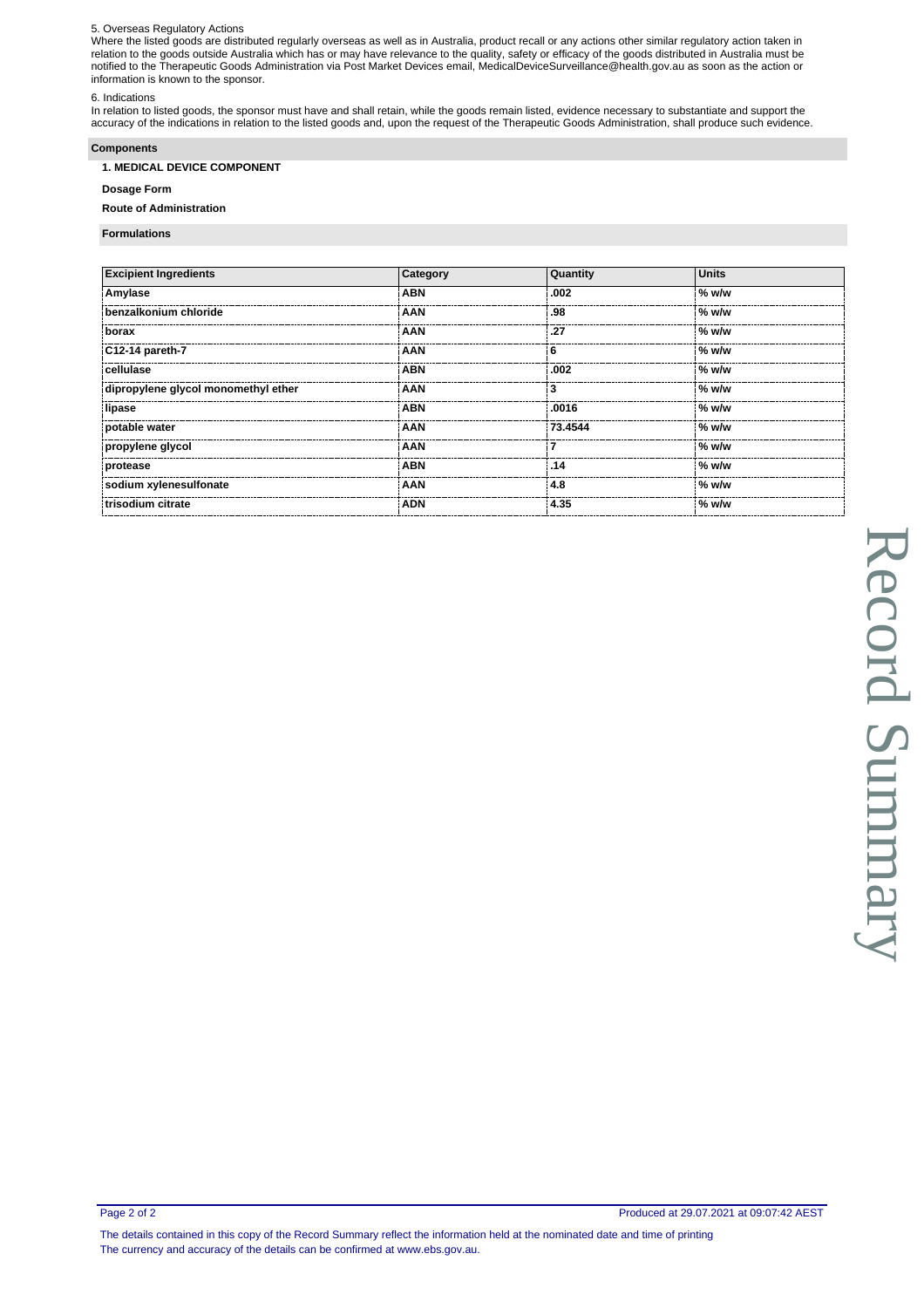5. Overseas Regulatory Actions
Where the listed goods are distributed regularly overseas as well as in Australia, product recall or any actions other similar regulatory action taken in relation to the goods outside Australia which has or may have relevance to the quality, safety or efficacy of the goods distributed in Australia must be notified to the Therapeutic Goods Administration via Post Market Devices email, MedicalDeviceSurveillance@health.gov.au as soon as the action or information is known to the sponsor.

6. Indications
In relation to listed goods, the sponsor must have and shall retain, while the goods remain listed, evidence necessary to substantiate and support the accuracy of the indications in relation to the listed goods and, upon the request of the Therapeutic Goods Administration, shall produce such evidence.

## Components

**1. MEDICAL DEVICE COMPONENT**

**Dosage Form**

**Route of Administration**

**Formulations**

| Excipient Ingredients | Category | Quantity | Units |
|---|---|---|---|
| Amylase | ABN | .002 | % w/w |
| benzalkonium chloride | AAN | .98 | % w/w |
| borax | AAN | .27 | % w/w |
| C12-14 pareth-7 | AAN | 6 | % w/w |
| cellulase | ABN | .002 | % w/w |
| dipropylene glycol monomethyl ether | AAN | 3 | % w/w |
| lipase | ABN | .0016 | % w/w |
| potable water | AAN | 73.4544 | % w/w |
| propylene glycol | AAN | 7 | % w/w |
| protease | ABN | .14 | % w/w |
| sodium xylenesulfonate | AAN | 4.8 | % w/w |
| trisodium citrate | ADN | 4.35 | % w/w |

Produced at 29.07.2021 at 09:07:42 AEST

The details contained in this copy of the Record Summary reflect the information held at the nominated date and time of printing
The currency and accuracy of the details can be confirmed at www.ebs.gov.au.